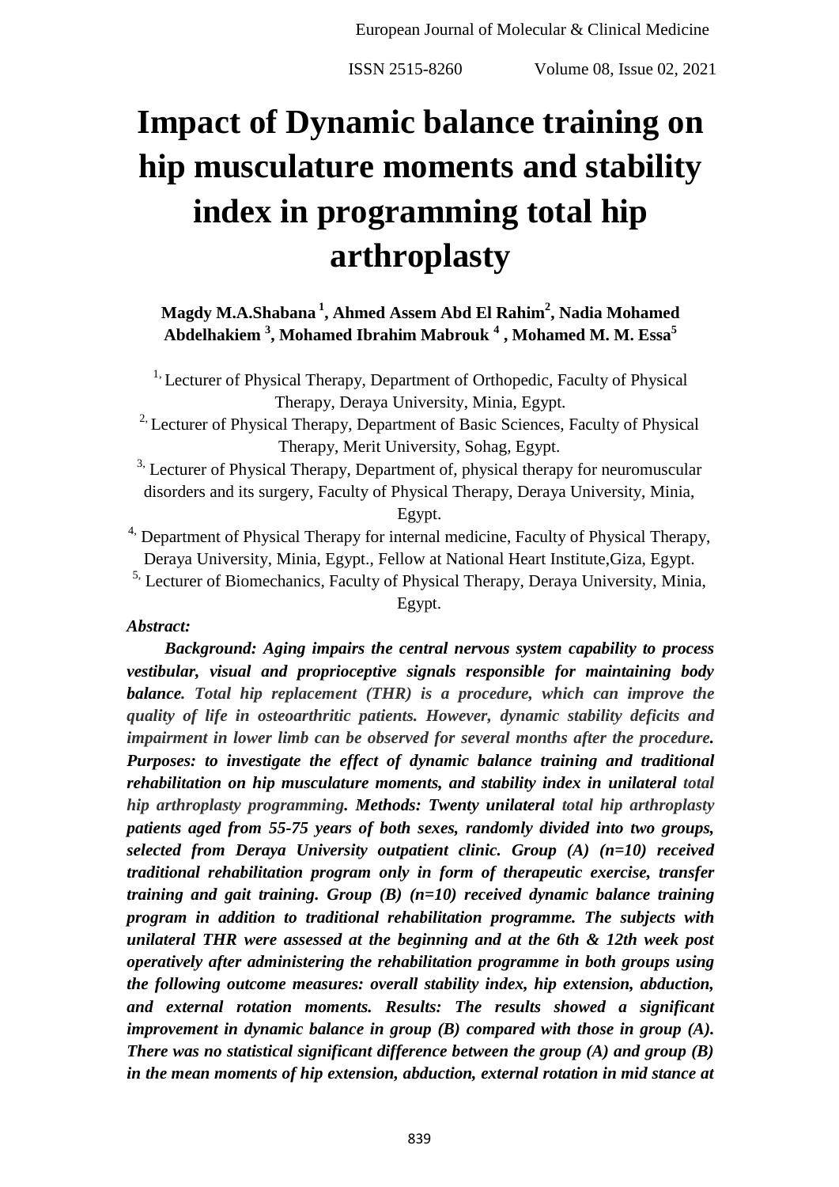# Impact of Dynamic balance training on hip musculature moments and stability index in programming total hip arthroplasty

**Magdy M.A.Shabana [1], Ahmed Assem Abd El Rahim[2], Nadia Mohamed Abdelhakiem [3], Mohamed Ibrahim Mabrouk [4] , Mohamed M. M. Essa[5]**

[1] Lecturer of Physical Therapy, Department of Orthopedic, Faculty of Physical Therapy, Deraya University, Minia, Egypt.

[2] Lecturer of Physical Therapy, Department of Basic Sciences, Faculty of Physical Therapy, Merit University, Sohag, Egypt.

[3] Lecturer of Physical Therapy, Department of, physical therapy for neuromuscular disorders and its surgery, Faculty of Physical Therapy, Deraya University, Minia, Egypt.

[4] Department of Physical Therapy for internal medicine, Faculty of Physical Therapy, Deraya University, Minia, Egypt., Fellow at National Heart Institute,Giza, Egypt.

[5] Lecturer of Biomechanics, Faculty of Physical Therapy, Deraya University, Minia, Egypt.

***Abstract:***

***Background: Aging impairs the central nervous system capability to process vestibular, visual and proprioceptive signals responsible for maintaining body balance. Total hip replacement (THR) is a procedure, which can improve the quality of life in osteoarthritic patients. However, dynamic stability deficits and impairment in lower limb can be observed for several months after the procedure. Purposes: to investigate the effect of dynamic balance training and traditional rehabilitation on hip musculature moments, and stability index in unilateral total hip arthroplasty programming. Methods: Twenty unilateral total hip arthroplasty patients aged from 55-75 years of both sexes, randomly divided into two groups, selected from Deraya University outpatient clinic. Group (A) (n=10) received traditional rehabilitation program only in form of therapeutic exercise, transfer training and gait training. Group (B) (n=10) received dynamic balance training program in addition to traditional rehabilitation programme. The subjects with unilateral THR were assessed at the beginning and at the 6th & 12th week post operatively after administering the rehabilitation programme in both groups using the following outcome measures: overall stability index, hip extension, abduction, and external rotation moments. Results: The results showed a significant improvement in dynamic balance in group (B) compared with those in group (A). There was no statistical significant difference between the group (A) and group (B) in the mean moments of hip extension, abduction, external rotation in mid stance at***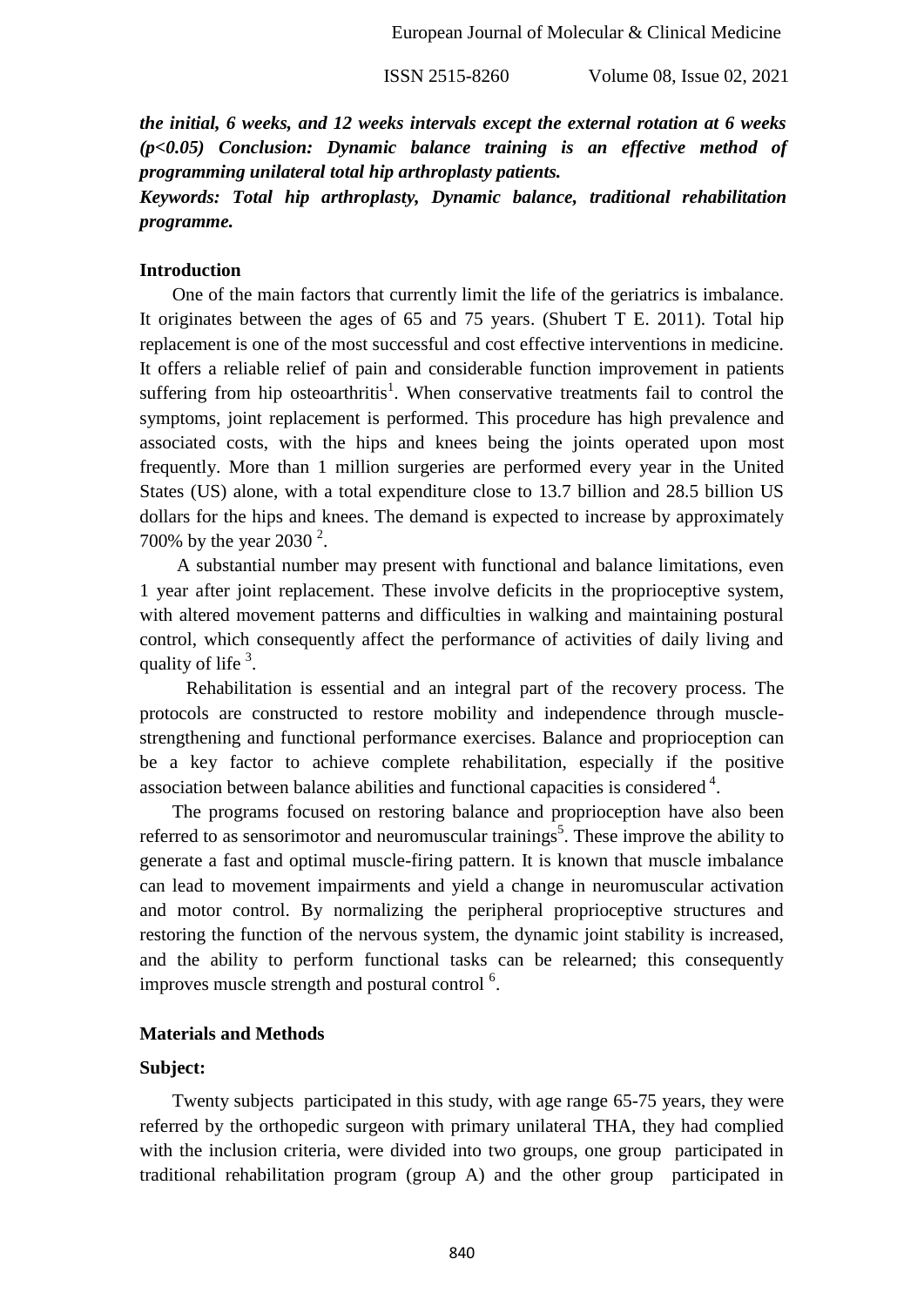***the initial, 6 weeks, and 12 weeks intervals except the external rotation at 6 weeks ($p<0.05$) Conclusion: Dynamic balance training is an effective method of programming unilateral total hip arthroplasty patients.***

***Keywords: Total hip arthroplasty, Dynamic balance, traditional rehabilitation programme.***

## Introduction

One of the main factors that currently limit the life of the geriatrics is imbalance. It originates between the ages of 65 and 75 years. (Shubert T E. 2011). Total hip replacement is one of the most successful and cost effective interventions in medicine. It offers a reliable relief of pain and considerable function improvement in patients suffering from hip osteoarthritis[1]. When conservative treatments fail to control the symptoms, joint replacement is performed. This procedure has high prevalence and associated costs, with the hips and knees being the joints operated upon most frequently. More than 1 million surgeries are performed every year in the United States (US) alone, with a total expenditure close to 13.7 billion and 28.5 billion US dollars for the hips and knees. The demand is expected to increase by approximately 700% by the year 2030 [2].

A substantial number may present with functional and balance limitations, even 1 year after joint replacement. These involve deficits in the proprioceptive system, with altered movement patterns and difficulties in walking and maintaining postural control, which consequently affect the performance of activities of daily living and quality of life [3].

Rehabilitation is essential and an integral part of the recovery process. The protocols are constructed to restore mobility and independence through muscle-strengthening and functional performance exercises. Balance and proprioception can be a key factor to achieve complete rehabilitation, especially if the positive association between balance abilities and functional capacities is considered [4].

The programs focused on restoring balance and proprioception have also been referred to as sensorimotor and neuromuscular trainings[5]. These improve the ability to generate a fast and optimal muscle-firing pattern. It is known that muscle imbalance can lead to movement impairments and yield a change in neuromuscular activation and motor control. By normalizing the peripheral proprioceptive structures and restoring the function of the nervous system, the dynamic joint stability is increased, and the ability to perform functional tasks can be relearned; this consequently improves muscle strength and postural control [6].

## Materials and Methods

### Subject:

Twenty subjects participated in this study, with age range 65-75 years, they were referred by the orthopedic surgeon with primary unilateral THA, they had complied with the inclusion criteria, were divided into two groups, one group participated in traditional rehabilitation program (group A) and the other group participated in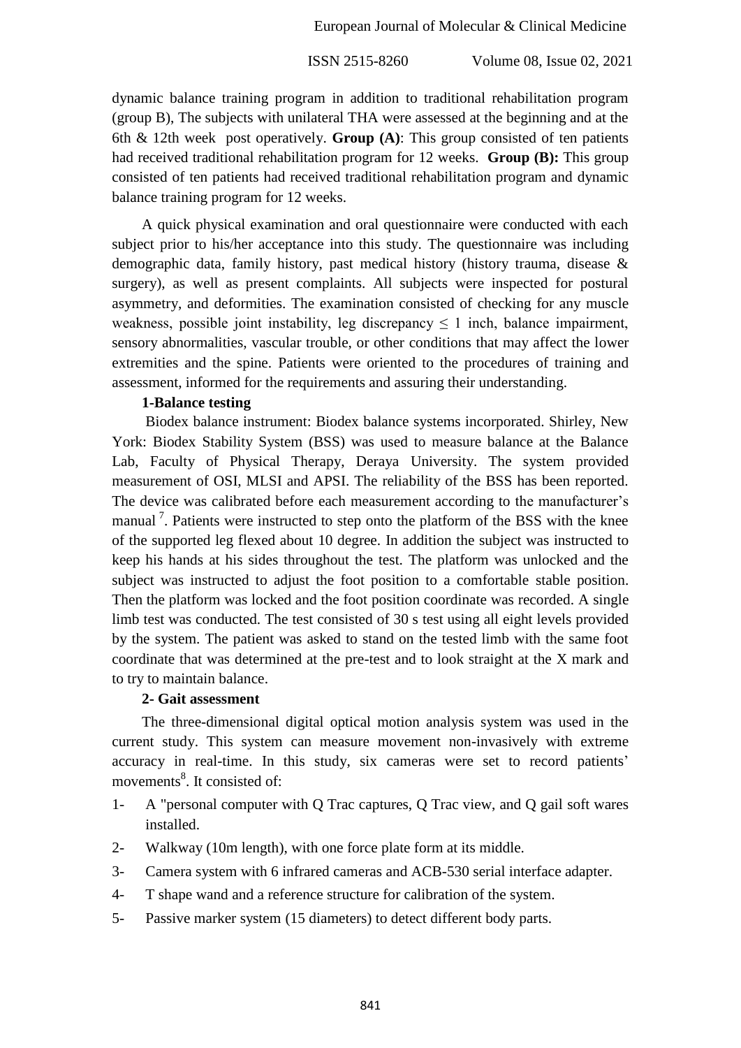dynamic balance training program in addition to traditional rehabilitation program (group B), The subjects with unilateral THA were assessed at the beginning and at the 6th & 12th week post operatively. **Group (A)**: This group consisted of ten patients had received traditional rehabilitation program for 12 weeks. **Group (B):** This group consisted of ten patients had received traditional rehabilitation program and dynamic balance training program for 12 weeks.

A quick physical examination and oral questionnaire were conducted with each subject prior to his/her acceptance into this study. The questionnaire was including demographic data, family history, past medical history (history trauma, disease & surgery), as well as present complaints. All subjects were inspected for postural asymmetry, and deformities. The examination consisted of checking for any muscle weakness, possible joint instability, leg discrepancy $\leq$ 1 inch, balance impairment, sensory abnormalities, vascular trouble, or other conditions that may affect the lower extremities and the spine. Patients were oriented to the procedures of training and assessment, informed for the requirements and assuring their understanding.

**1-Balance testing**

Biodex balance instrument: Biodex balance systems incorporated. Shirley, New York: Biodex Stability System (BSS) was used to measure balance at the Balance Lab, Faculty of Physical Therapy, Deraya University. The system provided measurement of OSI, MLSI and APSI. The reliability of the BSS has been reported. The device was calibrated before each measurement according to the manufacturer's manual [7]. Patients were instructed to step onto the platform of the BSS with the knee of the supported leg flexed about 10 degree. In addition the subject was instructed to keep his hands at his sides throughout the test. The platform was unlocked and the subject was instructed to adjust the foot position to a comfortable stable position. Then the platform was locked and the foot position coordinate was recorded. A single limb test was conducted. The test consisted of 30 s test using all eight levels provided by the system. The patient was asked to stand on the tested limb with the same foot coordinate that was determined at the pre-test and to look straight at the X mark and to try to maintain balance.

**2- Gait assessment**

The three-dimensional digital optical motion analysis system was used in the current study. This system can measure movement non-invasively with extreme accuracy in real-time. In this study, six cameras were set to record patients' movements[8]. It consisted of:

1- A "personal computer with Q Trac captures, Q Trac view, and Q gail soft wares installed.
2- Walkway (10m length), with one force plate form at its middle.
3- Camera system with 6 infrared cameras and ACB-530 serial interface adapter.
4- T shape wand and a reference structure for calibration of the system.
5- Passive marker system (15 diameters) to detect different body parts.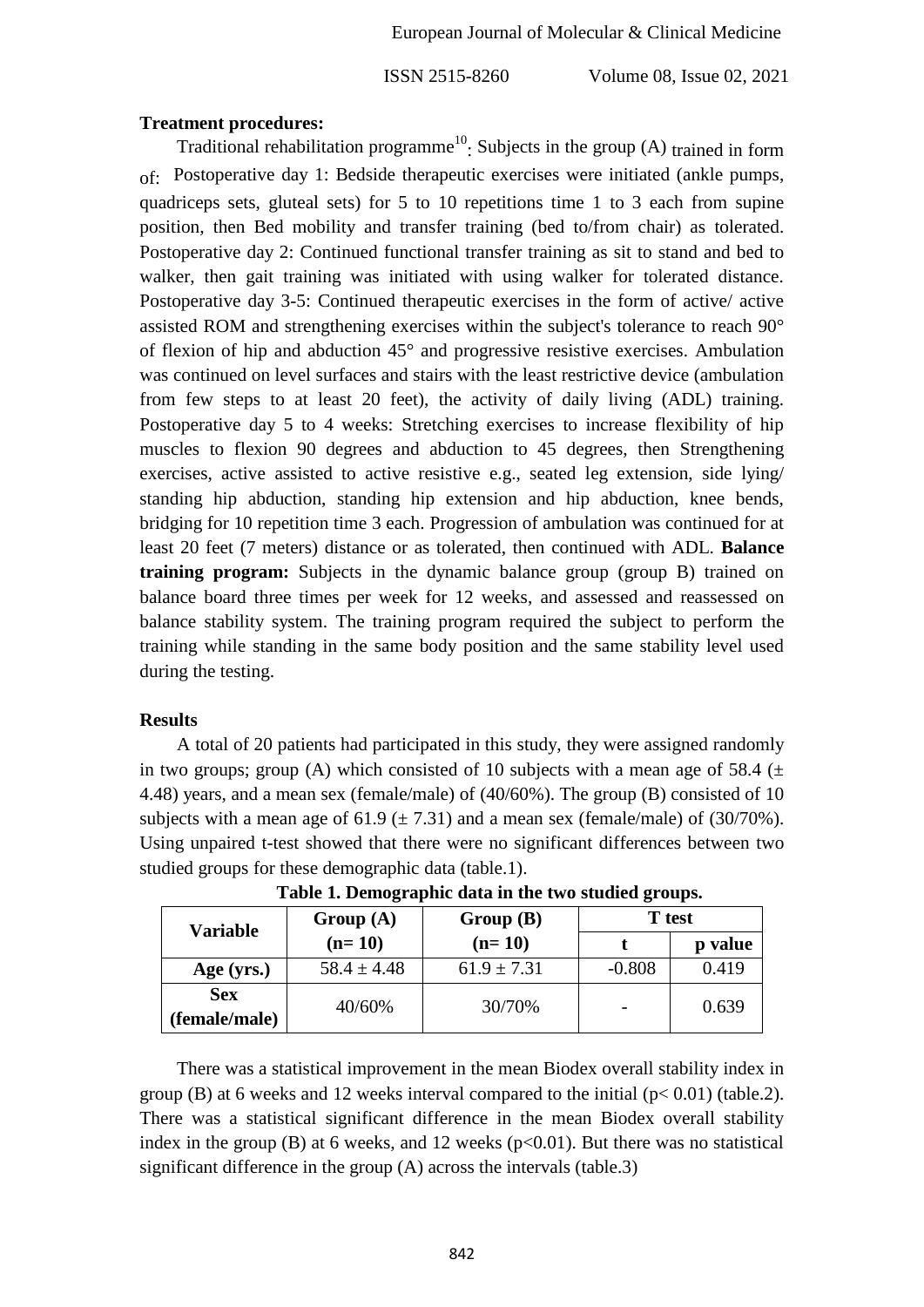**Treatment procedures:**

Traditional rehabilitation programme[10]: Subjects in the group (A) trained in form of: Postoperative day 1: Bedside therapeutic exercises were initiated (ankle pumps, quadriceps sets, gluteal sets) for 5 to 10 repetitions time 1 to 3 each from supine position, then Bed mobility and transfer training (bed to/from chair) as tolerated. Postoperative day 2: Continued functional transfer training as sit to stand and bed to walker, then gait training was initiated with using walker for tolerated distance. Postoperative day 3-5: Continued therapeutic exercises in the form of active/ active assisted ROM and strengthening exercises within the subject's tolerance to reach 90° of flexion of hip and abduction 45° and progressive resistive exercises. Ambulation was continued on level surfaces and stairs with the least restrictive device (ambulation from few steps to at least 20 feet), the activity of daily living (ADL) training. Postoperative day 5 to 4 weeks: Stretching exercises to increase flexibility of hip muscles to flexion 90 degrees and abduction to 45 degrees, then Strengthening exercises, active assisted to active resistive e.g., seated leg extension, side lying/ standing hip abduction, standing hip extension and hip abduction, knee bends, bridging for 10 repetition time 3 each. Progression of ambulation was continued for at least 20 feet (7 meters) distance or as tolerated, then continued with ADL. **Balance training program:** Subjects in the dynamic balance group (group B) trained on balance board three times per week for 12 weeks, and assessed and reassessed on balance stability system. The training program required the subject to perform the training while standing in the same body position and the same stability level used during the testing.

## Results

A total of 20 patients had participated in this study, they were assigned randomly in two groups; group (A) which consisted of 10 subjects with a mean age of 58.4 (± 4.48) years, and a mean sex (female/male) of (40/60%). The group (B) consisted of 10 subjects with a mean age of 61.9 (± 7.31) and a mean sex (female/male) of (30/70%). Using unpaired t-test showed that there were no significant differences between two studied groups for these demographic data (table.1).

**Table 1. Demographic data in the two studied groups.**

| Variable | Group (A) (n= 10) | Group (B) (n= 10) | T test | |
|---|---|---|---|---|
| | | | t | p value |
| Age (yrs.) | 58.4 ± 4.48 | 61.9 ± 7.31 | -0.808 | 0.419 |
| Sex (female/male) | 40/60% | 30/70% | - | 0.639 |

There was a statistical improvement in the mean Biodex overall stability index in group (B) at 6 weeks and 12 weeks interval compared to the initial ($p < 0.01$) (table.2). There was a statistical significant difference in the mean Biodex overall stability index in the group (B) at 6 weeks, and 12 weeks ($p<0.01$). But there was no statistical significant difference in the group (A) across the intervals (table.3)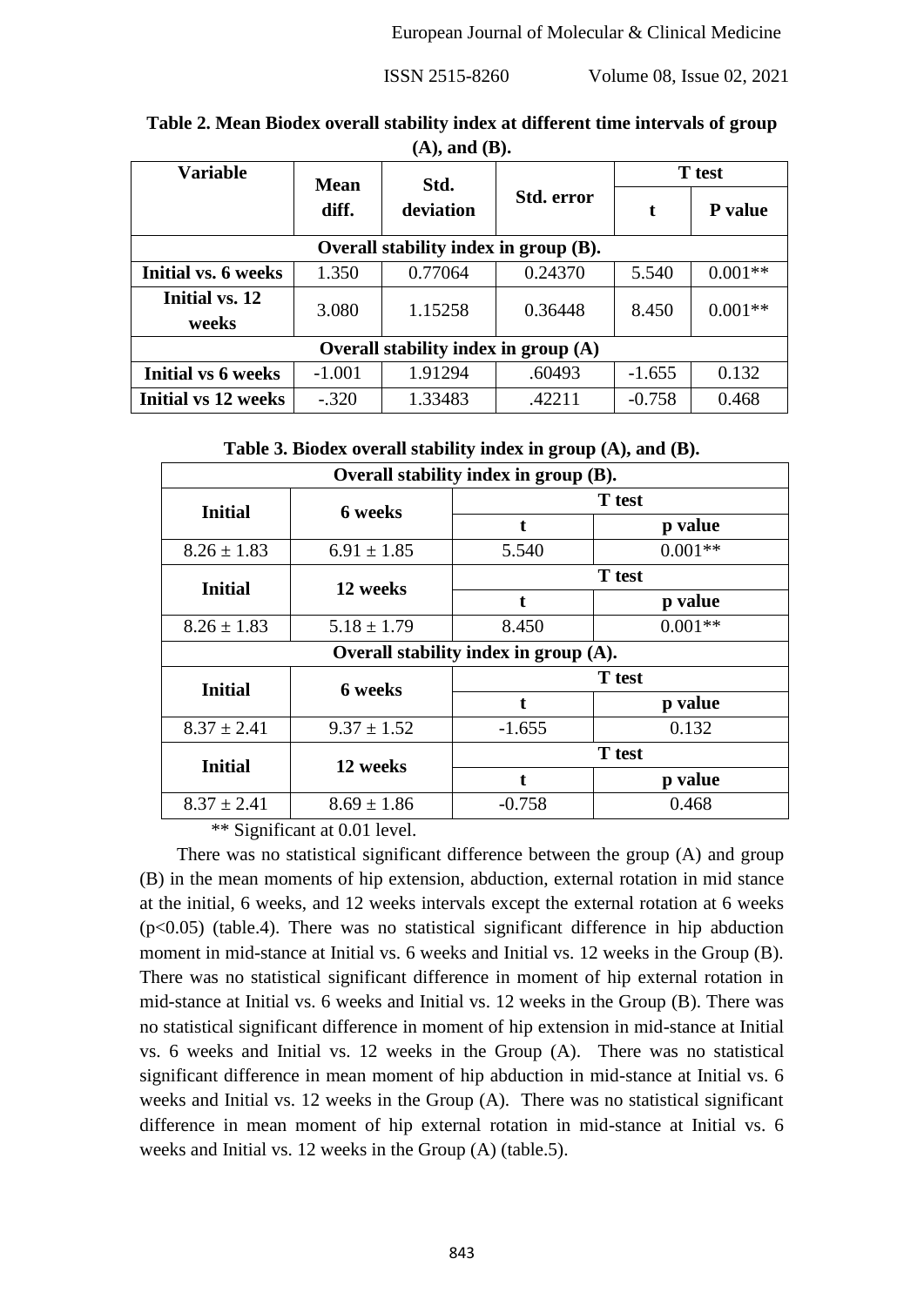**Table 2. Mean Biodex overall stability index at different time intervals of group (A), and (B).**

| Variable | Mean diff. | Std. deviation | Std. error | T test | |
|---|---|---|---|---|---|
| | | | | t | P value |
| **Overall stability index in group (B).** | | | | | |
| **Initial vs. 6 weeks** | 1.350 | 0.77064 | 0.24370 | 5.540 | 0.001** |
| **Initial vs. 12 weeks** | 3.080 | 1.15258 | 0.36448 | 8.450 | 0.001** |
| **Overall stability index in group (A)** | | | | | |
| **Initial vs 6 weeks** | -1.001 | 1.91294 | .60493 | -1.655 | 0.132 |
| **Initial vs 12 weeks** | -.320 | 1.33483 | .42211 | -0.758 | 0.468 |

**Table 3. Biodex overall stability index in group (A), and (B).**

| Overall stability index in group (B). | | | |
|---|---|---|---|
| **Initial** | **6 weeks** | **T test** | |
| | | **t** | **p value** |
| 8.26 ± 1.83 | 6.91 ± 1.85 | 5.540 | 0.001** |
| **Initial** | **12 weeks** | **T test** | |
| | | **t** | **p value** |
| 8.26 ± 1.83 | 5.18 ± 1.79 | 8.450 | 0.001** |
| **Overall stability index in group (A).** | | | |
| **Initial** | **6 weeks** | **T test** | |
| | | **t** | **p value** |
| 8.37 ± 2.41 | 9.37 ± 1.52 | -1.655 | 0.132 |
| **Initial** | **12 weeks** | **T test** | |
| | | **t** | **p value** |
| 8.37 ± 2.41 | 8.69 ± 1.86 | -0.758 | 0.468 |

** Significant at 0.01 level.

There was no statistical significant difference between the group (A) and group (B) in the mean moments of hip extension, abduction, external rotation in mid stance at the initial, 6 weeks, and 12 weeks intervals except the external rotation at 6 weeks ($p<0.05$) (table.4). There was no statistical significant difference in hip abduction moment in mid-stance at Initial vs. 6 weeks and Initial vs. 12 weeks in the Group (B). There was no statistical significant difference in moment of hip external rotation in mid-stance at Initial vs. 6 weeks and Initial vs. 12 weeks in the Group (B). There was no statistical significant difference in moment of hip extension in mid-stance at Initial vs. 6 weeks and Initial vs. 12 weeks in the Group (A). There was no statistical significant difference in mean moment of hip abduction in mid-stance at Initial vs. 6 weeks and Initial vs. 12 weeks in the Group (A). There was no statistical significant difference in mean moment of hip external rotation in mid-stance at Initial vs. 6 weeks and Initial vs. 12 weeks in the Group (A) (table.5).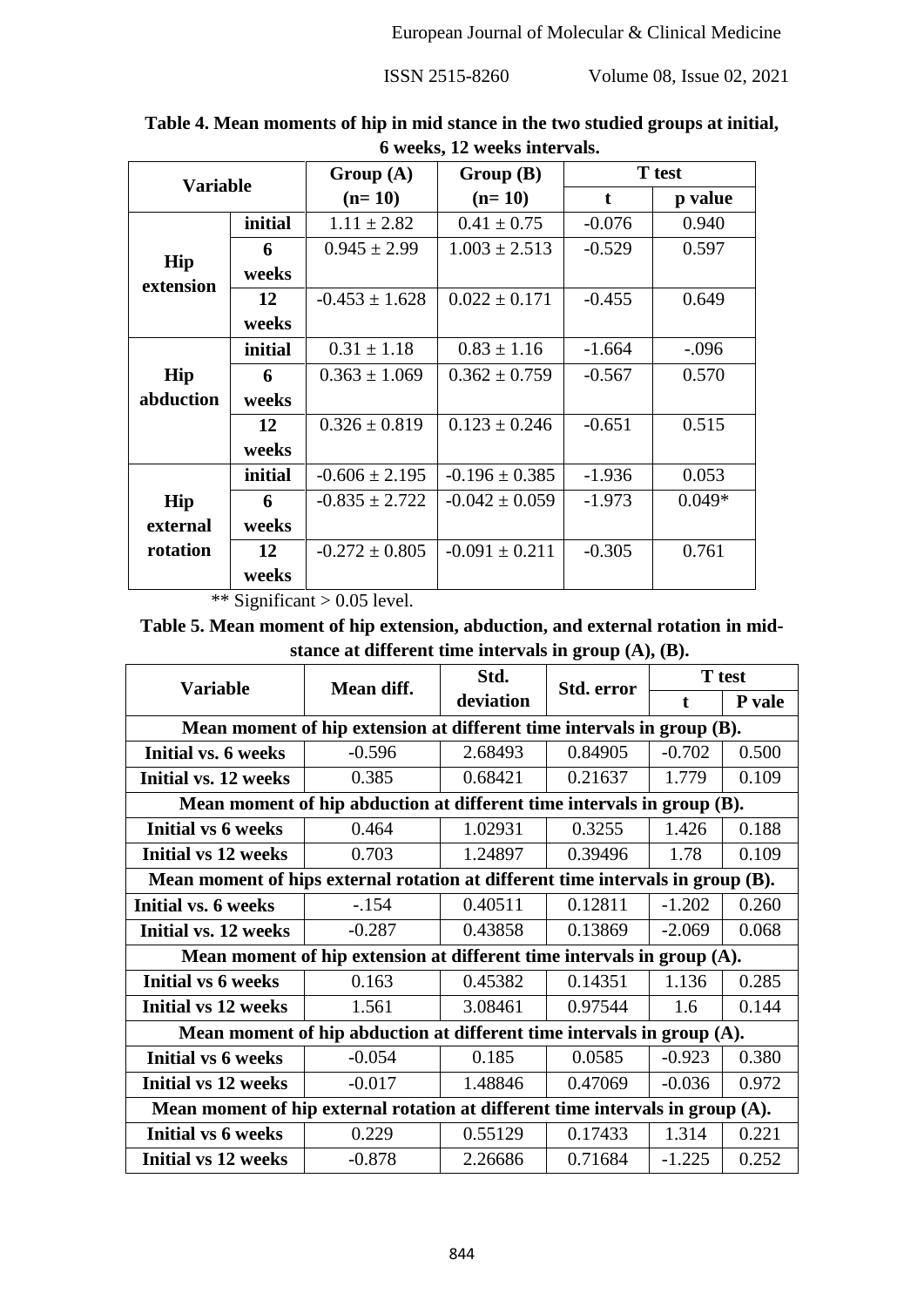**Table 4. Mean moments of hip in mid stance in the two studied groups at initial, 6 weeks, 12 weeks intervals.**

| Variable | | Group (A) (n= 10) | Group (B) (n= 10) | T test | |
|---|---|---|---|---|---|
| | | | | t | p value |
| Hip extension | initial | 1.11 ± 2.82 | 0.41 ± 0.75 | -0.076 | 0.940 |
| | 6 weeks | 0.945 ± 2.99 | 1.003 ± 2.513 | -0.529 | 0.597 |
| | 12 weeks | -0.453 ± 1.628 | 0.022 ± 0.171 | -0.455 | 0.649 |
| Hip abduction | initial | 0.31 ± 1.18 | 0.83 ± 1.16 | -1.664 | -.096 |
| | 6 weeks | 0.363 ± 1.069 | 0.362 ± 0.759 | -0.567 | 0.570 |
| | 12 weeks | 0.326 ± 0.819 | 0.123 ± 0.246 | -0.651 | 0.515 |
| Hip external rotation | initial | -0.606 ± 2.195 | -0.196 ± 0.385 | -1.936 | 0.053 |
| | 6 weeks | -0.835 ± 2.722 | -0.042 ± 0.059 | -1.973 | 0.049* |
| | 12 weeks | -0.272 ± 0.805 | -0.091 ± 0.211 | -0.305 | 0.761 |

** Significant > 0.05 level.

**Table 5. Mean moment of hip extension, abduction, and external rotation in mid-stance at different time intervals in group (A), (B).**

| Variable | Mean diff. | Std. deviation | Std. error | T test | |
|---|---|---|---|---|---|
| | | | | t | P vale |
| **Mean moment of hip extension at different time intervals in group (B).** | | | | | |
| Initial vs. 6 weeks | -0.596 | 2.68493 | 0.84905 | -0.702 | 0.500 |
| Initial vs. 12 weeks | 0.385 | 0.68421 | 0.21637 | 1.779 | 0.109 |
| **Mean moment of hip abduction at different time intervals in group (B).** | | | | | |
| Initial vs 6 weeks | 0.464 | 1.02931 | 0.3255 | 1.426 | 0.188 |
| Initial vs 12 weeks | 0.703 | 1.24897 | 0.39496 | 1.78 | 0.109 |
| **Mean moment of hips external rotation at different time intervals in group (B).** | | | | | |
| Initial vs. 6 weeks | -.154 | 0.40511 | 0.12811 | -1.202 | 0.260 |
| Initial vs. 12 weeks | -0.287 | 0.43858 | 0.13869 | -2.069 | 0.068 |
| **Mean moment of hip extension at different time intervals in group (A).** | | | | | |
| Initial vs 6 weeks | 0.163 | 0.45382 | 0.14351 | 1.136 | 0.285 |
| Initial vs 12 weeks | 1.561 | 3.08461 | 0.97544 | 1.6 | 0.144 |
| **Mean moment of hip abduction at different time intervals in group (A).** | | | | | |
| Initial vs 6 weeks | -0.054 | 0.185 | 0.0585 | -0.923 | 0.380 |
| Initial vs 12 weeks | -0.017 | 1.48846 | 0.47069 | -0.036 | 0.972 |
| **Mean moment of hip external rotation at different time intervals in group (A).** | | | | | |
| Initial vs 6 weeks | 0.229 | 0.55129 | 0.17433 | 1.314 | 0.221 |
| Initial vs 12 weeks | -0.878 | 2.26686 | 0.71684 | -1.225 | 0.252 |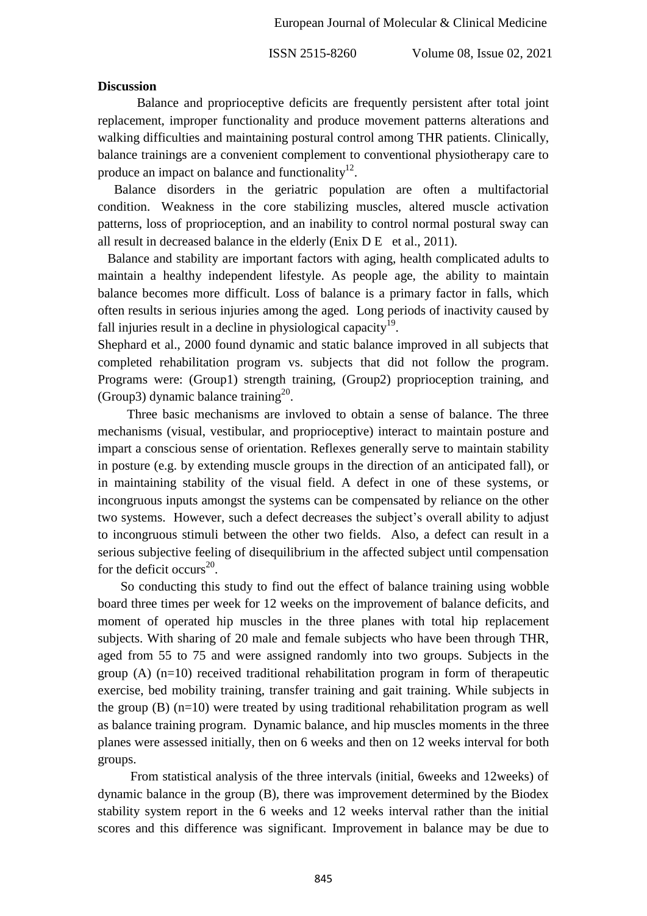## Discussion

Balance and proprioceptive deficits are frequently persistent after total joint replacement, improper functionality and produce movement patterns alterations and walking difficulties and maintaining postural control among THR patients. Clinically, balance trainings are a convenient complement to conventional physiotherapy care to produce an impact on balance and functionality[12].

Balance disorders in the geriatric population are often a multifactorial condition. Weakness in the core stabilizing muscles, altered muscle activation patterns, loss of proprioception, and an inability to control normal postural sway can all result in decreased balance in the elderly (Enix D E et al., 2011).

Balance and stability are important factors with aging, health complicated adults to maintain a healthy independent lifestyle. As people age, the ability to maintain balance becomes more difficult. Loss of balance is a primary factor in falls, which often results in serious injuries among the aged. Long periods of inactivity caused by fall injuries result in a decline in physiological capacity[19].

Shephard et al., 2000 found dynamic and static balance improved in all subjects that completed rehabilitation program vs. subjects that did not follow the program. Programs were: (Group1) strength training, (Group2) proprioception training, and (Group3) dynamic balance training[20].

Three basic mechanisms are invloved to obtain a sense of balance. The three mechanisms (visual, vestibular, and proprioceptive) interact to maintain posture and impart a conscious sense of orientation. Reflexes generally serve to maintain stability in posture (e.g. by extending muscle groups in the direction of an anticipated fall), or in maintaining stability of the visual field. A defect in one of these systems, or incongruous inputs amongst the systems can be compensated by reliance on the other two systems. However, such a defect decreases the subject's overall ability to adjust to incongruous stimuli between the other two fields. Also, a defect can result in a serious subjective feeling of disequilibrium in the affected subject until compensation for the deficit occurs[20].

So conducting this study to find out the effect of balance training using wobble board three times per week for 12 weeks on the improvement of balance deficits, and moment of operated hip muscles in the three planes with total hip replacement subjects. With sharing of 20 male and female subjects who have been through THR, aged from 55 to 75 and were assigned randomly into two groups. Subjects in the group (A) (n=10) received traditional rehabilitation program in form of therapeutic exercise, bed mobility training, transfer training and gait training. While subjects in the group (B) (n=10) were treated by using traditional rehabilitation program as well as balance training program. Dynamic balance, and hip muscles moments in the three planes were assessed initially, then on 6 weeks and then on 12 weeks interval for both groups.

From statistical analysis of the three intervals (initial, 6weeks and 12weeks) of dynamic balance in the group (B), there was improvement determined by the Biodex stability system report in the 6 weeks and 12 weeks interval rather than the initial scores and this difference was significant. Improvement in balance may be due to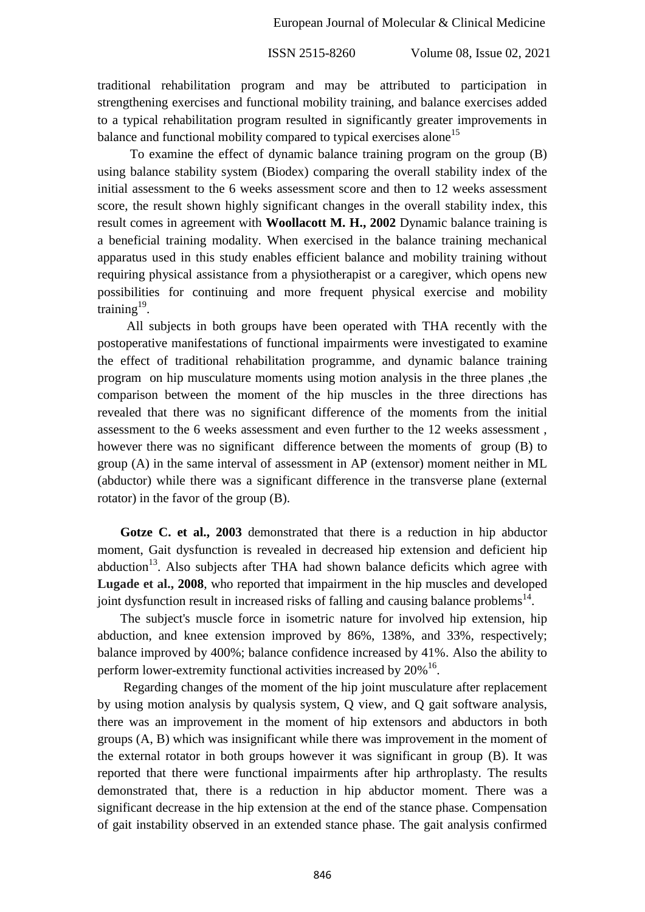traditional rehabilitation program and may be attributed to participation in strengthening exercises and functional mobility training, and balance exercises added to a typical rehabilitation program resulted in significantly greater improvements in balance and functional mobility compared to typical exercises alone[15]

To examine the effect of dynamic balance training program on the group (B) using balance stability system (Biodex) comparing the overall stability index of the initial assessment to the 6 weeks assessment score and then to 12 weeks assessment score, the result shown highly significant changes in the overall stability index, this result comes in agreement with **Woollacott M. H., 2002** Dynamic balance training is a beneficial training modality. When exercised in the balance training mechanical apparatus used in this study enables efficient balance and mobility training without requiring physical assistance from a physiotherapist or a caregiver, which opens new possibilities for continuing and more frequent physical exercise and mobility training[19].

All subjects in both groups have been operated with THA recently with the postoperative manifestations of functional impairments were investigated to examine the effect of traditional rehabilitation programme, and dynamic balance training program on hip musculature moments using motion analysis in the three planes ,the comparison between the moment of the hip muscles in the three directions has revealed that there was no significant difference of the moments from the initial assessment to the 6 weeks assessment and even further to the 12 weeks assessment , however there was no significant difference between the moments of group (B) to group (A) in the same interval of assessment in AP (extensor) moment neither in ML (abductor) while there was a significant difference in the transverse plane (external rotator) in the favor of the group (B).

**Gotze C. et al., 2003** demonstrated that there is a reduction in hip abductor moment, Gait dysfunction is revealed in decreased hip extension and deficient hip abduction[13]. Also subjects after THA had shown balance deficits which agree with **Lugade et al., 2008**, who reported that impairment in the hip muscles and developed joint dysfunction result in increased risks of falling and causing balance problems[14].

The subject's muscle force in isometric nature for involved hip extension, hip abduction, and knee extension improved by 86%, 138%, and 33%, respectively; balance improved by 400%; balance confidence increased by 41%. Also the ability to perform lower-extremity functional activities increased by 20%[16].

Regarding changes of the moment of the hip joint musculature after replacement by using motion analysis by qualysis system, Q view, and Q gait software analysis, there was an improvement in the moment of hip extensors and abductors in both groups (A, B) which was insignificant while there was improvement in the moment of the external rotator in both groups however it was significant in group (B). It was reported that there were functional impairments after hip arthroplasty. The results demonstrated that, there is a reduction in hip abductor moment. There was a significant decrease in the hip extension at the end of the stance phase. Compensation of gait instability observed in an extended stance phase. The gait analysis confirmed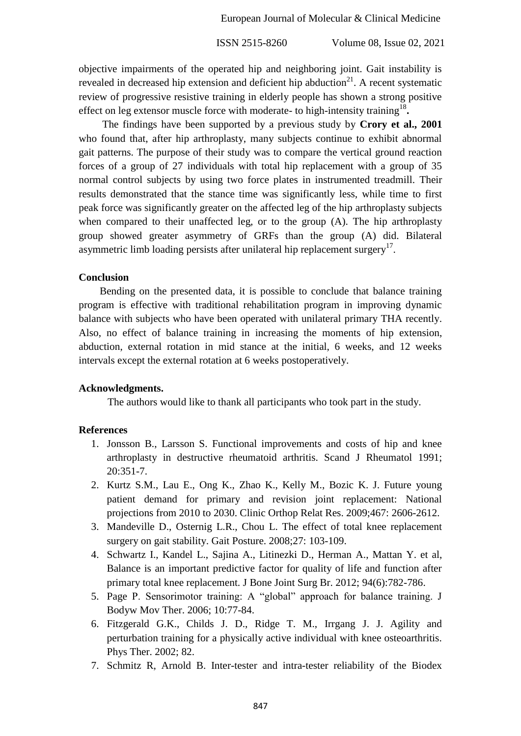objective impairments of the operated hip and neighboring joint. Gait instability is revealed in decreased hip extension and deficient hip abduction[21]. A recent systematic review of progressive resistive training in elderly people has shown a strong positive effect on leg extensor muscle force with moderate- to high-intensity training[18]**.**

The findings have been supported by a previous study by **Crory et al., 2001** who found that, after hip arthroplasty, many subjects continue to exhibit abnormal gait patterns. The purpose of their study was to compare the vertical ground reaction forces of a group of 27 individuals with total hip replacement with a group of 35 normal control subjects by using two force plates in instrumented treadmill. Their results demonstrated that the stance time was significantly less, while time to first peak force was significantly greater on the affected leg of the hip arthroplasty subjects when compared to their unaffected leg, or to the group (A). The hip arthroplasty group showed greater asymmetry of GRFs than the group (A) did. Bilateral asymmetric limb loading persists after unilateral hip replacement surgery[17].

**Conclusion**

Bending on the presented data, it is possible to conclude that balance training program is effective with traditional rehabilitation program in improving dynamic balance with subjects who have been operated with unilateral primary THA recently. Also, no effect of balance training in increasing the moments of hip extension, abduction, external rotation in mid stance at the initial, 6 weeks, and 12 weeks intervals except the external rotation at 6 weeks postoperatively.

**Acknowledgments.**

The authors would like to thank all participants who took part in the study.

**References**

1. Jonsson B., Larsson S. Functional improvements and costs of hip and knee arthroplasty in destructive rheumatoid arthritis. Scand J Rheumatol 1991; 20:351-7.
2. Kurtz S.M., Lau E., Ong K., Zhao K., Kelly M., Bozic K. J. Future young patient demand for primary and revision joint replacement: National projections from 2010 to 2030. Clinic Orthop Relat Res. 2009;467: 2606-2612.
3. Mandeville D., Osternig L.R., Chou L. The effect of total knee replacement surgery on gait stability. Gait Posture. 2008;27: 103-109.
4. Schwartz I., Kandel L., Sajina A., Litinezki D., Herman A., Mattan Y. et al, Balance is an important predictive factor for quality of life and function after primary total knee replacement. J Bone Joint Surg Br. 2012; 94(6):782-786.
5. Page P. Sensorimotor training: A "global" approach for balance training. J Bodyw Mov Ther. 2006; 10:77-84.
6. Fitzgerald G.K., Childs J. D., Ridge T. M., Irrgang J. J. Agility and perturbation training for a physically active individual with knee osteoarthritis. Phys Ther. 2002; 82.
7. Schmitz R, Arnold B. Inter-tester and intra-tester reliability of the Biodex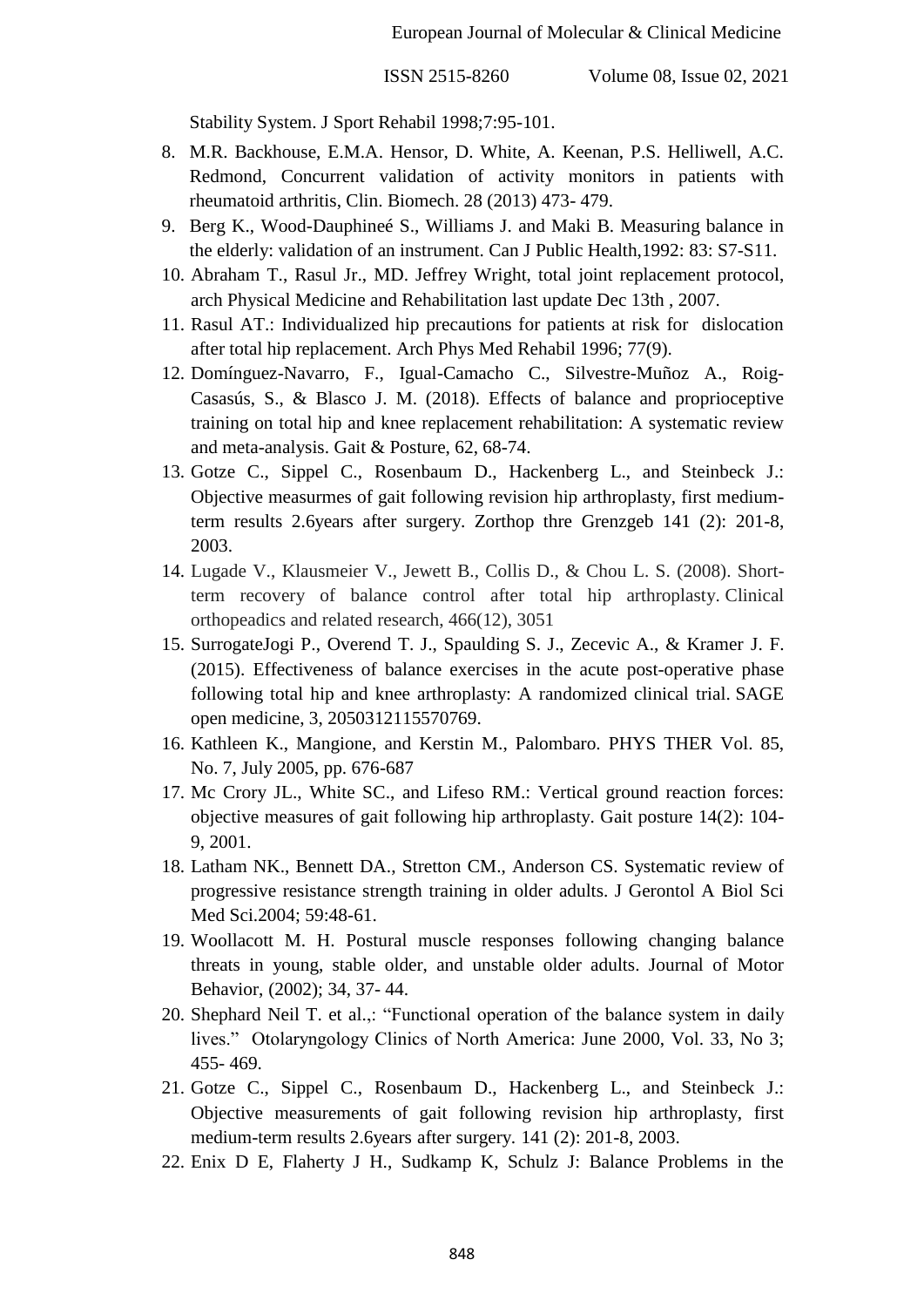Stability System. J Sport Rehabil 1998;7:95-101.

8. M.R. Backhouse, E.M.A. Hensor, D. White, A. Keenan, P.S. Helliwell, A.C. Redmond, Concurrent validation of activity monitors in patients with rheumatoid arthritis, Clin. Biomech. 28 (2013) 473- 479.
9. Berg K., Wood-Dauphineé S., Williams J. and Maki B. Measuring balance in the elderly: validation of an instrument. Can J Public Health,1992: 83: S7-S11.
10. Abraham T., Rasul Jr., MD. Jeffrey Wright, total joint replacement protocol, arch Physical Medicine and Rehabilitation last update Dec 13th , 2007.
11. Rasul AT.: Individualized hip precautions for patients at risk for dislocation after total hip replacement. Arch Phys Med Rehabil 1996; 77(9).
12. Domínguez-Navarro, F., Igual-Camacho C., Silvestre-Muñoz A., Roig-Casasús, S., & Blasco J. M. (2018). Effects of balance and proprioceptive training on total hip and knee replacement rehabilitation: A systematic review and meta-analysis. Gait & Posture, 62, 68-74.
13. Gotze C., Sippel C., Rosenbaum D., Hackenberg L., and Steinbeck J.: Objective measurmes of gait following revision hip arthroplasty, first medium-term results 2.6years after surgery. Zorthop thre Grenzgeb 141 (2): 201-8, 2003.
14. Lugade V., Klausmeier V., Jewett B., Collis D., & Chou L. S. (2008). Short-term recovery of balance control after total hip arthroplasty. Clinical orthopeadics and related research, 466(12), 3051
15. SurrogateJogi P., Overend T. J., Spaulding S. J., Zecevic A., & Kramer J. F. (2015). Effectiveness of balance exercises in the acute post-operative phase following total hip and knee arthroplasty: A randomized clinical trial. SAGE open medicine, 3, 2050312115570769.
16. Kathleen K., Mangione, and Kerstin M., Palombaro. PHYS THER Vol. 85, No. 7, July 2005, pp. 676-687
17. Mc Crory JL., White SC., and Lifeso RM.: Vertical ground reaction forces: objective measures of gait following hip arthroplasty. Gait posture 14(2): 104-9, 2001.
18. Latham NK., Bennett DA., Stretton CM., Anderson CS. Systematic review of progressive resistance strength training in older adults. J Gerontol A Biol Sci Med Sci.2004; 59:48-61.
19. Woollacott M. H. Postural muscle responses following changing balance threats in young, stable older, and unstable older adults. Journal of Motor Behavior, (2002); 34, 37- 44.
20. Shephard Neil T. et al.,: "Functional operation of the balance system in daily lives." Otolaryngology Clinics of North America: June 2000, Vol. 33, No 3; 455- 469.
21. Gotze C., Sippel C., Rosenbaum D., Hackenberg L., and Steinbeck J.: Objective measurements of gait following revision hip arthroplasty, first medium-term results 2.6years after surgery. 141 (2): 201-8, 2003.
22. Enix D E, Flaherty J H., Sudkamp K, Schulz J: Balance Problems in the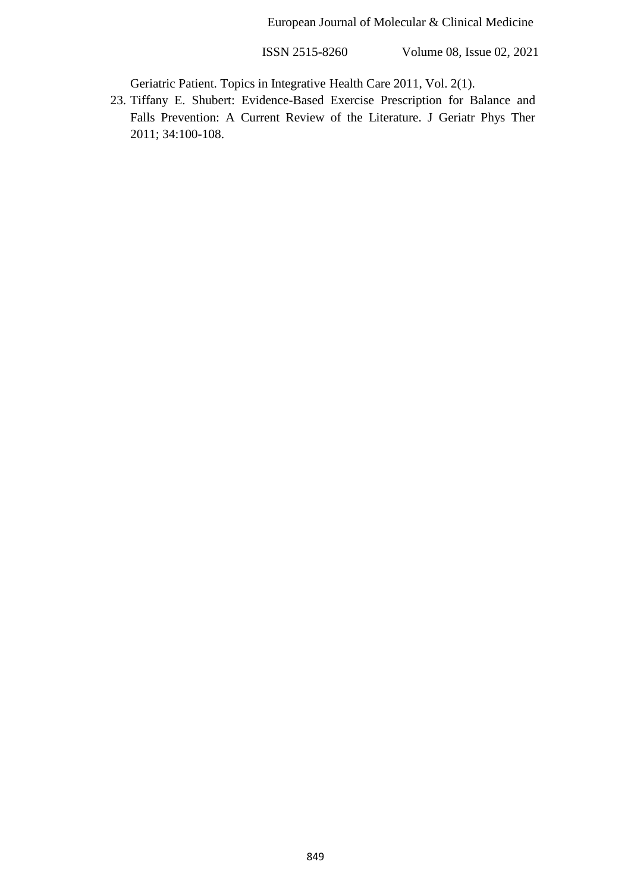Geriatric Patient. Topics in Integrative Health Care 2011, Vol. 2(1).

23. Tiffany E. Shubert: Evidence-Based Exercise Prescription for Balance and Falls Prevention: A Current Review of the Literature. J Geriatr Phys Ther 2011; 34:100-108.